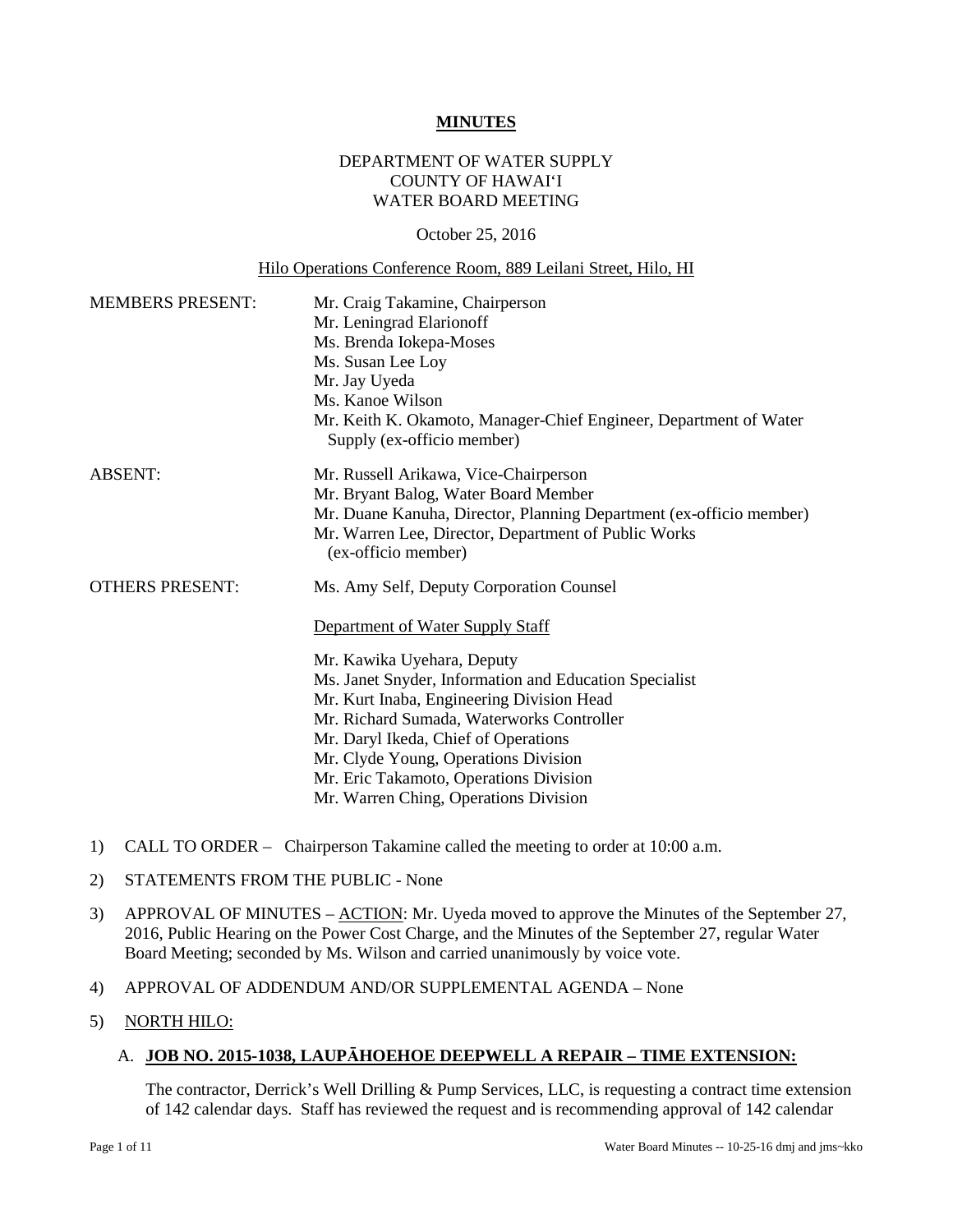# MINUTES

DEPARTMENT OF WATER SUPPLY
COUNTY OF HAWAI'I
WATER BOARD MEETING

October 25, 2016

Hilo Operations Conference Room, 889 Leilani Street, Hilo, HI

MEMBERS PRESENT:
Mr. Craig Takamine, Chairperson
Mr. Leningrad Elarionoff
Ms. Brenda Iokepa-Moses
Ms. Susan Lee Loy
Mr. Jay Uyeda
Ms. Kanoe Wilson
Mr. Keith K. Okamoto, Manager-Chief Engineer, Department of Water Supply (ex-officio member)

ABSENT:
Mr. Russell Arikawa, Vice-Chairperson
Mr. Bryant Balog, Water Board Member
Mr. Duane Kanuha, Director, Planning Department (ex-officio member)
Mr. Warren Lee, Director, Department of Public Works (ex-officio member)

OTHERS PRESENT:
Ms. Amy Self, Deputy Corporation Counsel

Department of Water Supply Staff

Mr. Kawika Uyehara, Deputy
Ms. Janet Snyder, Information and Education Specialist
Mr. Kurt Inaba, Engineering Division Head
Mr. Richard Sumada, Waterworks Controller
Mr. Daryl Ikeda, Chief of Operations
Mr. Clyde Young, Operations Division
Mr. Eric Takamoto, Operations Division
Mr. Warren Ching, Operations Division

1) CALL TO ORDER – Chairperson Takamine called the meeting to order at 10:00 a.m.

2) STATEMENTS FROM THE PUBLIC - None

3) APPROVAL OF MINUTES – ACTION: Mr. Uyeda moved to approve the Minutes of the September 27, 2016, Public Hearing on the Power Cost Charge, and the Minutes of the September 27, regular Water Board Meeting; seconded by Ms. Wilson and carried unanimously by voice vote.

4) APPROVAL OF ADDENDUM AND/OR SUPPLEMENTAL AGENDA – None

5) NORTH HILO:

A. **JOB NO. 2015-1038, LAUPĀHOEHOE DEEPWELL A REPAIR – TIME EXTENSION:**

The contractor, Derrick's Well Drilling & Pump Services, LLC, is requesting a contract time extension of 142 calendar days. Staff has reviewed the request and is recommending approval of 142 calendar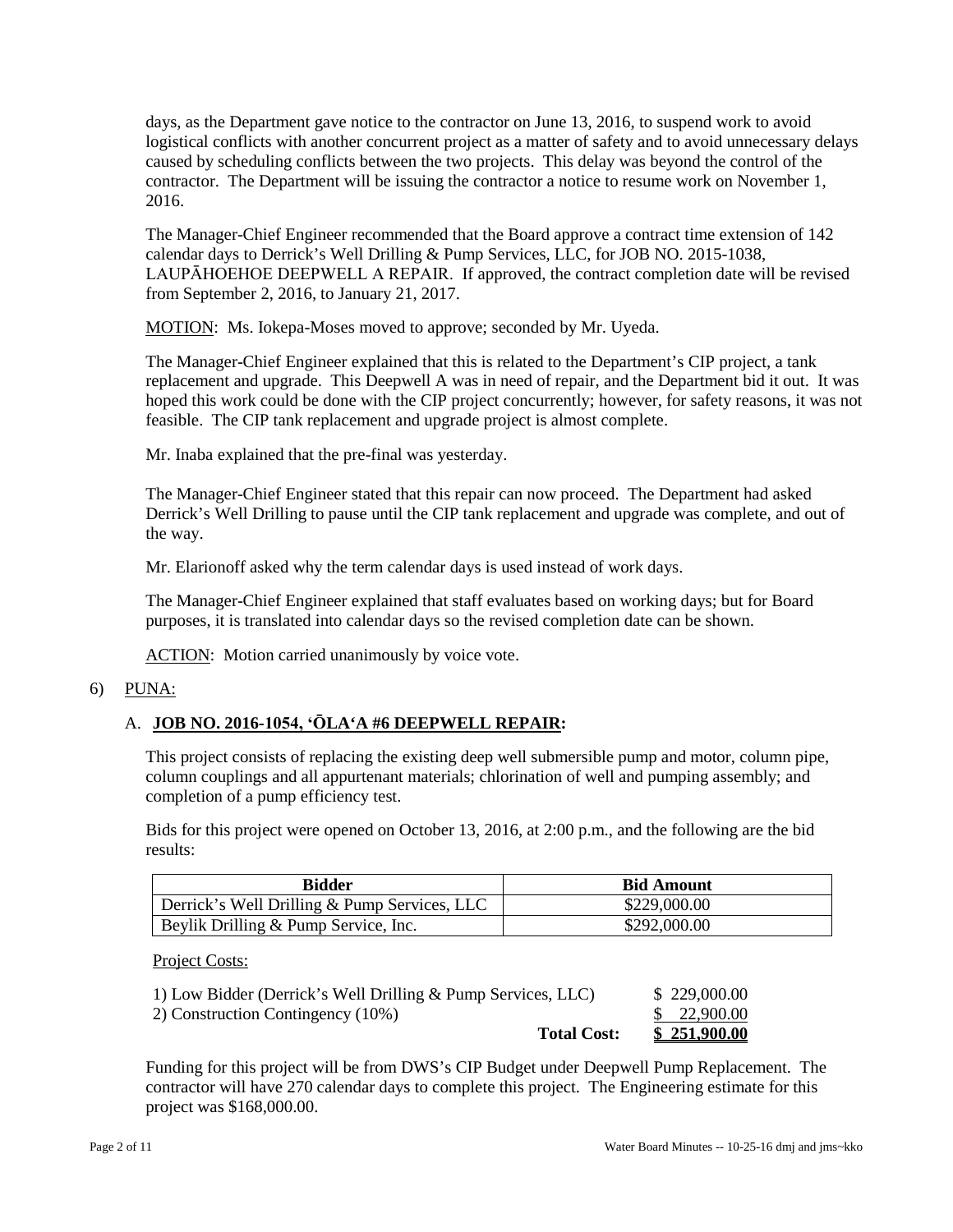days, as the Department gave notice to the contractor on June 13, 2016, to suspend work to avoid logistical conflicts with another concurrent project as a matter of safety and to avoid unnecessary delays caused by scheduling conflicts between the two projects. This delay was beyond the control of the contractor. The Department will be issuing the contractor a notice to resume work on November 1, 2016.

The Manager-Chief Engineer recommended that the Board approve a contract time extension of 142 calendar days to Derrick's Well Drilling & Pump Services, LLC, for JOB NO. 2015-1038, LAUPĀHOEHOE DEEPWELL A REPAIR. If approved, the contract completion date will be revised from September 2, 2016, to January 21, 2017.

MOTION: Ms. Iokepa-Moses moved to approve; seconded by Mr. Uyeda.

The Manager-Chief Engineer explained that this is related to the Department's CIP project, a tank replacement and upgrade. This Deepwell A was in need of repair, and the Department bid it out. It was hoped this work could be done with the CIP project concurrently; however, for safety reasons, it was not feasible. The CIP tank replacement and upgrade project is almost complete.

Mr. Inaba explained that the pre-final was yesterday.

The Manager-Chief Engineer stated that this repair can now proceed. The Department had asked Derrick's Well Drilling to pause until the CIP tank replacement and upgrade was complete, and out of the way.

Mr. Elarionoff asked why the term calendar days is used instead of work days.

The Manager-Chief Engineer explained that staff evaluates based on working days; but for Board purposes, it is translated into calendar days so the revised completion date can be shown.

ACTION: Motion carried unanimously by voice vote.

6) PUNA:

A. **JOB NO. 2016-1054, ʻŌLAʻA #6 DEEPWELL REPAIR:**

This project consists of replacing the existing deep well submersible pump and motor, column pipe, column couplings and all appurtenant materials; chlorination of well and pumping assembly; and completion of a pump efficiency test.

Bids for this project were opened on October 13, 2016, at 2:00 p.m., and the following are the bid results:

| Bidder | Bid Amount |
|---|---|
| Derrick's Well Drilling & Pump Services, LLC | \$229,000.00 |
| Beylik Drilling & Pump Service, Inc. | \$292,000.00 |

Project Costs:

| | |
|---|---|
| 1) Low Bidder (Derrick's Well Drilling & Pump Services, LLC) | \$ 229,000.00 |
| 2) Construction Contingency (10%) | \$ 22,900.00 |
| **Total Cost:** | **\$ 251,900.00** |

Funding for this project will be from DWS's CIP Budget under Deepwell Pump Replacement. The contractor will have 270 calendar days to complete this project. The Engineering estimate for this project was \$168,000.00.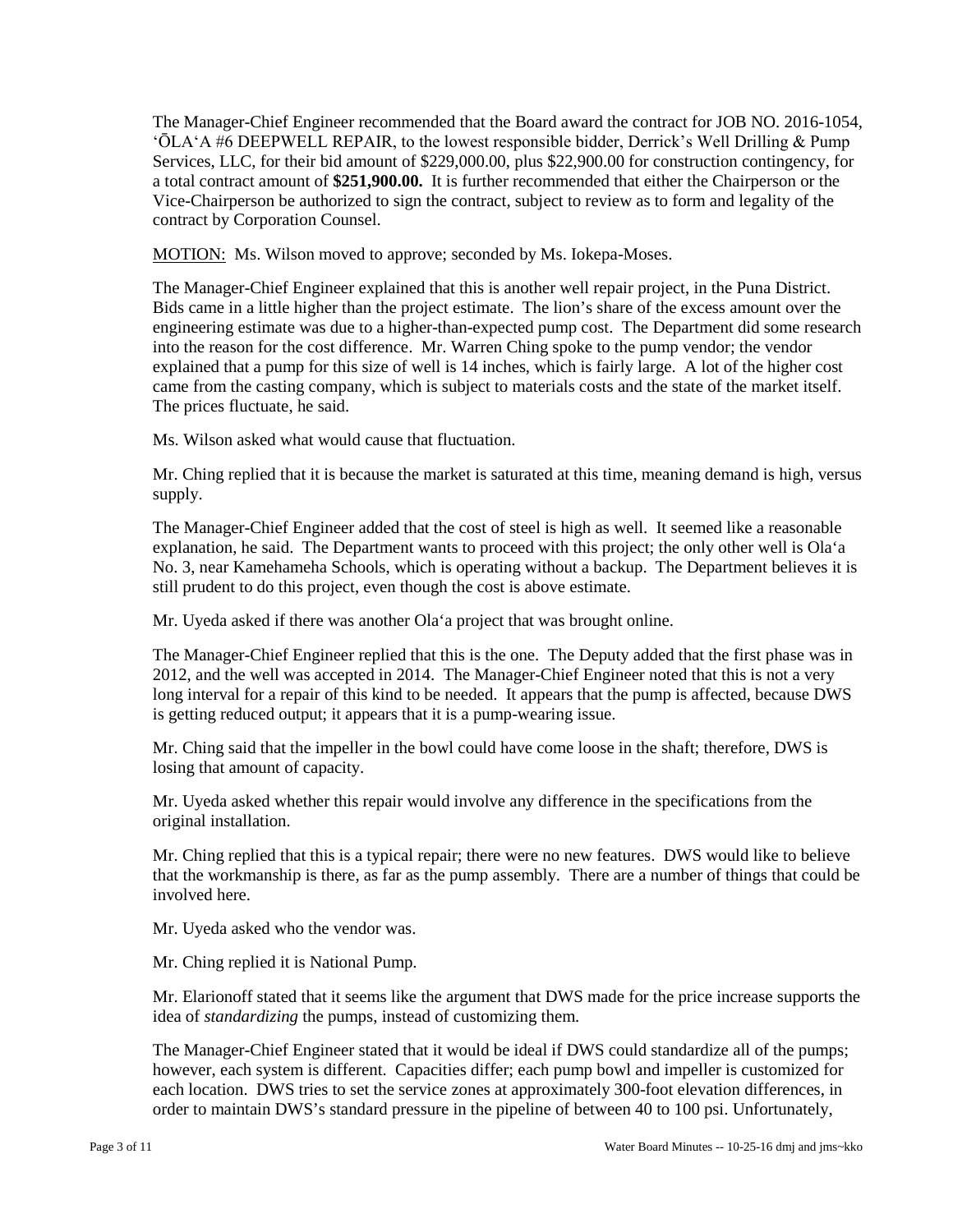The Manager-Chief Engineer recommended that the Board award the contract for JOB NO. 2016-1054, ʻŌLAʻA #6 DEEPWELL REPAIR, to the lowest responsible bidder, Derrick's Well Drilling & Pump Services, LLC, for their bid amount of $229,000.00, plus $22,900.00 for construction contingency, for a total contract amount of **$251,900.00.** It is further recommended that either the Chairperson or the Vice-Chairperson be authorized to sign the contract, subject to review as to form and legality of the contract by Corporation Counsel.

MOTION: Ms. Wilson moved to approve; seconded by Ms. Iokepa-Moses.

The Manager-Chief Engineer explained that this is another well repair project, in the Puna District. Bids came in a little higher than the project estimate. The lion's share of the excess amount over the engineering estimate was due to a higher-than-expected pump cost. The Department did some research into the reason for the cost difference. Mr. Warren Ching spoke to the pump vendor; the vendor explained that a pump for this size of well is 14 inches, which is fairly large. A lot of the higher cost came from the casting company, which is subject to materials costs and the state of the market itself. The prices fluctuate, he said.

Ms. Wilson asked what would cause that fluctuation.

Mr. Ching replied that it is because the market is saturated at this time, meaning demand is high, versus supply.

The Manager-Chief Engineer added that the cost of steel is high as well. It seemed like a reasonable explanation, he said. The Department wants to proceed with this project; the only other well is Olaʻa No. 3, near Kamehameha Schools, which is operating without a backup. The Department believes it is still prudent to do this project, even though the cost is above estimate.

Mr. Uyeda asked if there was another Olaʻa project that was brought online.

The Manager-Chief Engineer replied that this is the one. The Deputy added that the first phase was in 2012, and the well was accepted in 2014. The Manager-Chief Engineer noted that this is not a very long interval for a repair of this kind to be needed. It appears that the pump is affected, because DWS is getting reduced output; it appears that it is a pump-wearing issue.

Mr. Ching said that the impeller in the bowl could have come loose in the shaft; therefore, DWS is losing that amount of capacity.

Mr. Uyeda asked whether this repair would involve any difference in the specifications from the original installation.

Mr. Ching replied that this is a typical repair; there were no new features. DWS would like to believe that the workmanship is there, as far as the pump assembly. There are a number of things that could be involved here.

Mr. Uyeda asked who the vendor was.

Mr. Ching replied it is National Pump.

Mr. Elarionoff stated that it seems like the argument that DWS made for the price increase supports the idea of *standardizing* the pumps, instead of customizing them.

The Manager-Chief Engineer stated that it would be ideal if DWS could standardize all of the pumps; however, each system is different. Capacities differ; each pump bowl and impeller is customized for each location. DWS tries to set the service zones at approximately 300-foot elevation differences, in order to maintain DWS's standard pressure in the pipeline of between 40 to 100 psi. Unfortunately,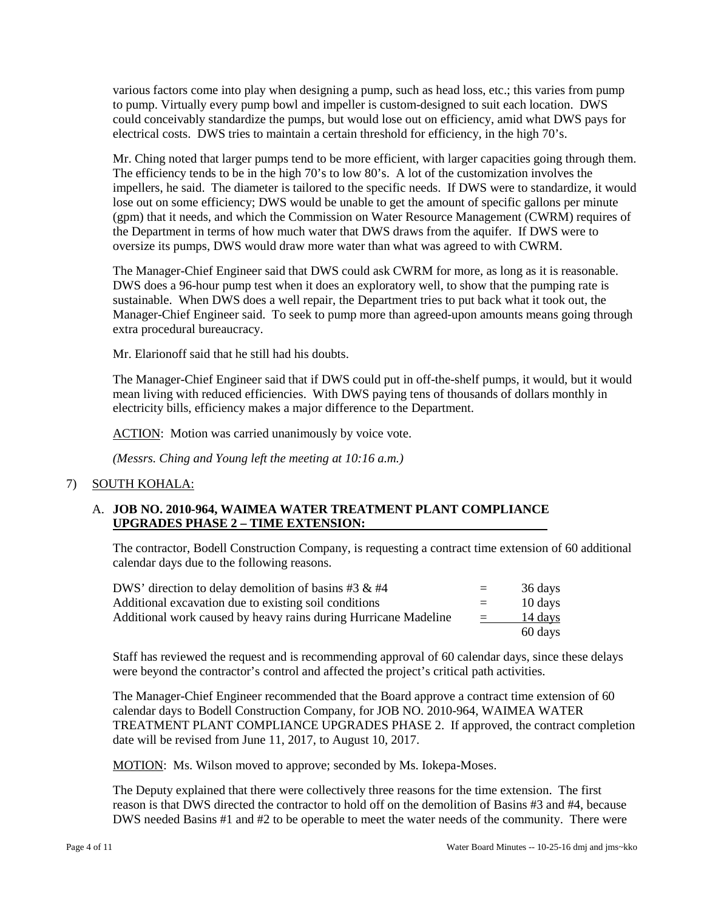various factors come into play when designing a pump, such as head loss, etc.; this varies from pump to pump. Virtually every pump bowl and impeller is custom-designed to suit each location. DWS could conceivably standardize the pumps, but would lose out on efficiency, amid what DWS pays for electrical costs. DWS tries to maintain a certain threshold for efficiency, in the high 70's.

Mr. Ching noted that larger pumps tend to be more efficient, with larger capacities going through them. The efficiency tends to be in the high 70's to low 80's. A lot of the customization involves the impellers, he said. The diameter is tailored to the specific needs. If DWS were to standardize, it would lose out on some efficiency; DWS would be unable to get the amount of specific gallons per minute (gpm) that it needs, and which the Commission on Water Resource Management (CWRM) requires of the Department in terms of how much water that DWS draws from the aquifer. If DWS were to oversize its pumps, DWS would draw more water than what was agreed to with CWRM.

The Manager-Chief Engineer said that DWS could ask CWRM for more, as long as it is reasonable. DWS does a 96-hour pump test when it does an exploratory well, to show that the pumping rate is sustainable. When DWS does a well repair, the Department tries to put back what it took out, the Manager-Chief Engineer said. To seek to pump more than agreed-upon amounts means going through extra procedural bureaucracy.

Mr. Elarionoff said that he still had his doubts.

The Manager-Chief Engineer said that if DWS could put in off-the-shelf pumps, it would, but it would mean living with reduced efficiencies. With DWS paying tens of thousands of dollars monthly in electricity bills, efficiency makes a major difference to the Department.

ACTION: Motion was carried unanimously by voice vote.

*(Messrs. Ching and Young left the meeting at 10:16 a.m.)*

7) SOUTH KOHALA:

A. **JOB NO. 2010-964, WAIMEA WATER TREATMENT PLANT COMPLIANCE UPGRADES PHASE 2 – TIME EXTENSION:**

The contractor, Bodell Construction Company, is requesting a contract time extension of 60 additional calendar days due to the following reasons.

| | | |
|---|---|---|
| DWS' direction to delay demolition of basins #3 & #4 | = | 36 days |
| Additional excavation due to existing soil conditions | = | 10 days |
| Additional work caused by heavy rains during Hurricane Madeline | = | 14 days |
| | | 60 days |

Staff has reviewed the request and is recommending approval of 60 calendar days, since these delays were beyond the contractor's control and affected the project's critical path activities.

The Manager-Chief Engineer recommended that the Board approve a contract time extension of 60 calendar days to Bodell Construction Company, for JOB NO. 2010-964, WAIMEA WATER TREATMENT PLANT COMPLIANCE UPGRADES PHASE 2. If approved, the contract completion date will be revised from June 11, 2017, to August 10, 2017.

MOTION: Ms. Wilson moved to approve; seconded by Ms. Iokepa-Moses.

The Deputy explained that there were collectively three reasons for the time extension. The first reason is that DWS directed the contractor to hold off on the demolition of Basins #3 and #4, because DWS needed Basins #1 and #2 to be operable to meet the water needs of the community. There were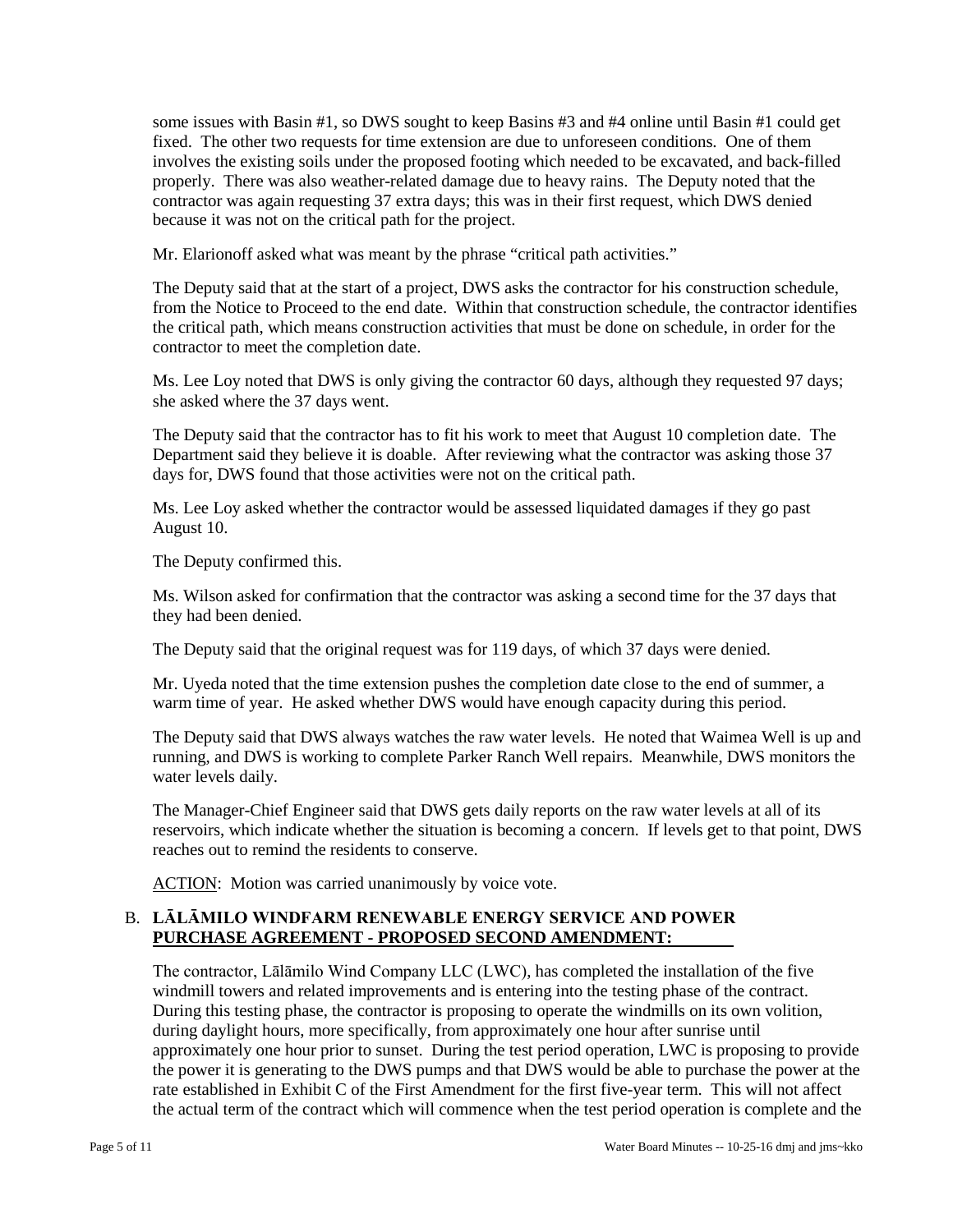some issues with Basin #1, so DWS sought to keep Basins #3 and #4 online until Basin #1 could get fixed. The other two requests for time extension are due to unforeseen conditions. One of them involves the existing soils under the proposed footing which needed to be excavated, and back-filled properly. There was also weather-related damage due to heavy rains. The Deputy noted that the contractor was again requesting 37 extra days; this was in their first request, which DWS denied because it was not on the critical path for the project.

Mr. Elarionoff asked what was meant by the phrase "critical path activities."

The Deputy said that at the start of a project, DWS asks the contractor for his construction schedule, from the Notice to Proceed to the end date. Within that construction schedule, the contractor identifies the critical path, which means construction activities that must be done on schedule, in order for the contractor to meet the completion date.

Ms. Lee Loy noted that DWS is only giving the contractor 60 days, although they requested 97 days; she asked where the 37 days went.

The Deputy said that the contractor has to fit his work to meet that August 10 completion date. The Department said they believe it is doable. After reviewing what the contractor was asking those 37 days for, DWS found that those activities were not on the critical path.

Ms. Lee Loy asked whether the contractor would be assessed liquidated damages if they go past August 10.

The Deputy confirmed this.

Ms. Wilson asked for confirmation that the contractor was asking a second time for the 37 days that they had been denied.

The Deputy said that the original request was for 119 days, of which 37 days were denied.

Mr. Uyeda noted that the time extension pushes the completion date close to the end of summer, a warm time of year. He asked whether DWS would have enough capacity during this period.

The Deputy said that DWS always watches the raw water levels. He noted that Waimea Well is up and running, and DWS is working to complete Parker Ranch Well repairs. Meanwhile, DWS monitors the water levels daily.

The Manager-Chief Engineer said that DWS gets daily reports on the raw water levels at all of its reservoirs, which indicate whether the situation is becoming a concern. If levels get to that point, DWS reaches out to remind the residents to conserve.

ACTION: Motion was carried unanimously by voice vote.

B. **LĀLĀMILO WINDFARM RENEWABLE ENERGY SERVICE AND POWER PURCHASE AGREEMENT - PROPOSED SECOND AMENDMENT:**

The contractor, Lālāmilo Wind Company LLC (LWC), has completed the installation of the five windmill towers and related improvements and is entering into the testing phase of the contract. During this testing phase, the contractor is proposing to operate the windmills on its own volition, during daylight hours, more specifically, from approximately one hour after sunrise until approximately one hour prior to sunset. During the test period operation, LWC is proposing to provide the power it is generating to the DWS pumps and that DWS would be able to purchase the power at the rate established in Exhibit C of the First Amendment for the first five-year term. This will not affect the actual term of the contract which will commence when the test period operation is complete and the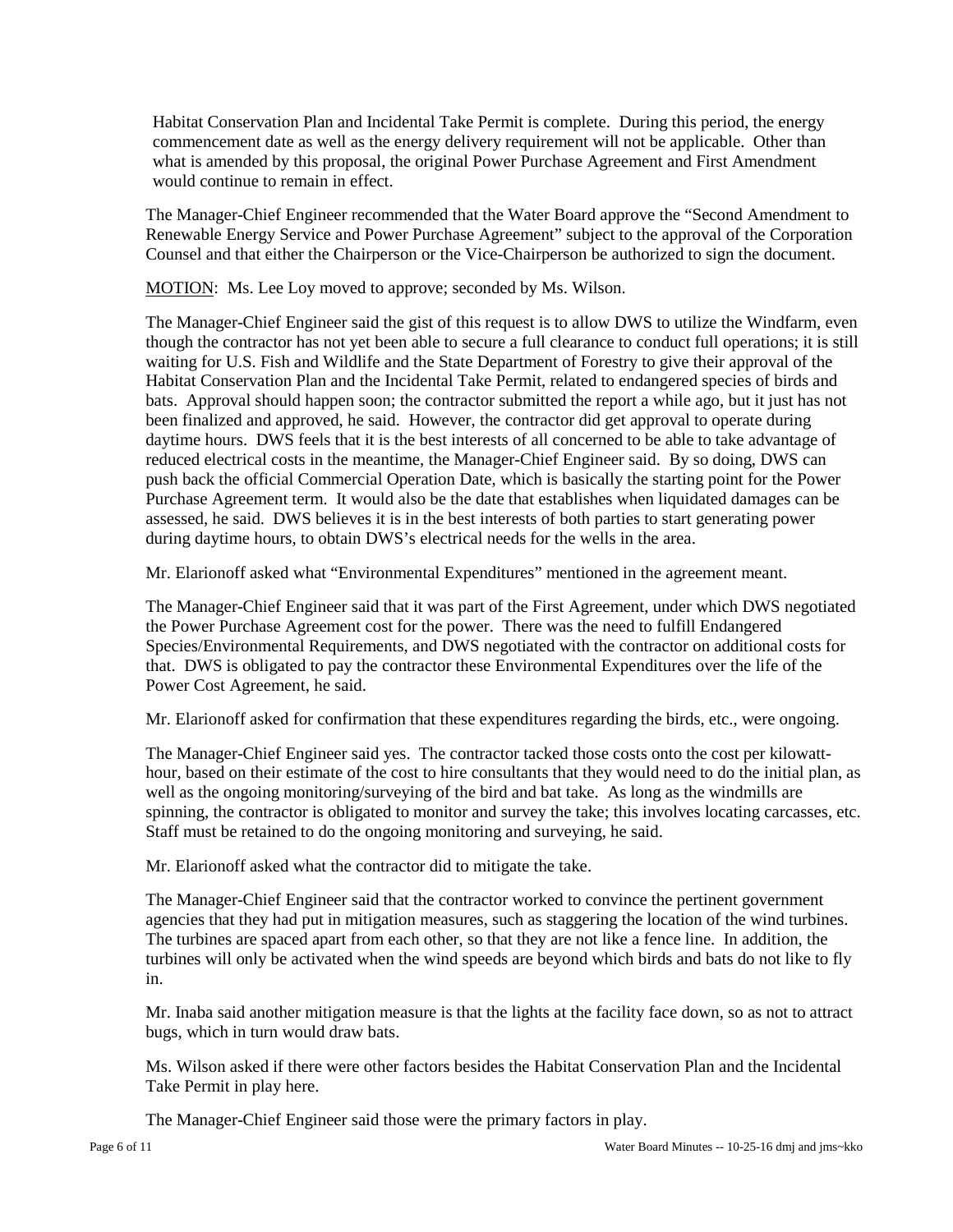Habitat Conservation Plan and Incidental Take Permit is complete. During this period, the energy commencement date as well as the energy delivery requirement will not be applicable. Other than what is amended by this proposal, the original Power Purchase Agreement and First Amendment would continue to remain in effect.

The Manager-Chief Engineer recommended that the Water Board approve the "Second Amendment to Renewable Energy Service and Power Purchase Agreement" subject to the approval of the Corporation Counsel and that either the Chairperson or the Vice-Chairperson be authorized to sign the document.

MOTION: Ms. Lee Loy moved to approve; seconded by Ms. Wilson.

The Manager-Chief Engineer said the gist of this request is to allow DWS to utilize the Windfarm, even though the contractor has not yet been able to secure a full clearance to conduct full operations; it is still waiting for U.S. Fish and Wildlife and the State Department of Forestry to give their approval of the Habitat Conservation Plan and the Incidental Take Permit, related to endangered species of birds and bats. Approval should happen soon; the contractor submitted the report a while ago, but it just has not been finalized and approved, he said. However, the contractor did get approval to operate during daytime hours. DWS feels that it is the best interests of all concerned to be able to take advantage of reduced electrical costs in the meantime, the Manager-Chief Engineer said. By so doing, DWS can push back the official Commercial Operation Date, which is basically the starting point for the Power Purchase Agreement term. It would also be the date that establishes when liquidated damages can be assessed, he said. DWS believes it is in the best interests of both parties to start generating power during daytime hours, to obtain DWS's electrical needs for the wells in the area.

Mr. Elarionoff asked what "Environmental Expenditures" mentioned in the agreement meant.

The Manager-Chief Engineer said that it was part of the First Agreement, under which DWS negotiated the Power Purchase Agreement cost for the power. There was the need to fulfill Endangered Species/Environmental Requirements, and DWS negotiated with the contractor on additional costs for that. DWS is obligated to pay the contractor these Environmental Expenditures over the life of the Power Cost Agreement, he said.

Mr. Elarionoff asked for confirmation that these expenditures regarding the birds, etc., were ongoing.

The Manager-Chief Engineer said yes. The contractor tacked those costs onto the cost per kilowatt-hour, based on their estimate of the cost to hire consultants that they would need to do the initial plan, as well as the ongoing monitoring/surveying of the bird and bat take. As long as the windmills are spinning, the contractor is obligated to monitor and survey the take; this involves locating carcasses, etc. Staff must be retained to do the ongoing monitoring and surveying, he said.

Mr. Elarionoff asked what the contractor did to mitigate the take.

The Manager-Chief Engineer said that the contractor worked to convince the pertinent government agencies that they had put in mitigation measures, such as staggering the location of the wind turbines. The turbines are spaced apart from each other, so that they are not like a fence line. In addition, the turbines will only be activated when the wind speeds are beyond which birds and bats do not like to fly in.

Mr. Inaba said another mitigation measure is that the lights at the facility face down, so as not to attract bugs, which in turn would draw bats.

Ms. Wilson asked if there were other factors besides the Habitat Conservation Plan and the Incidental Take Permit in play here.

The Manager-Chief Engineer said those were the primary factors in play.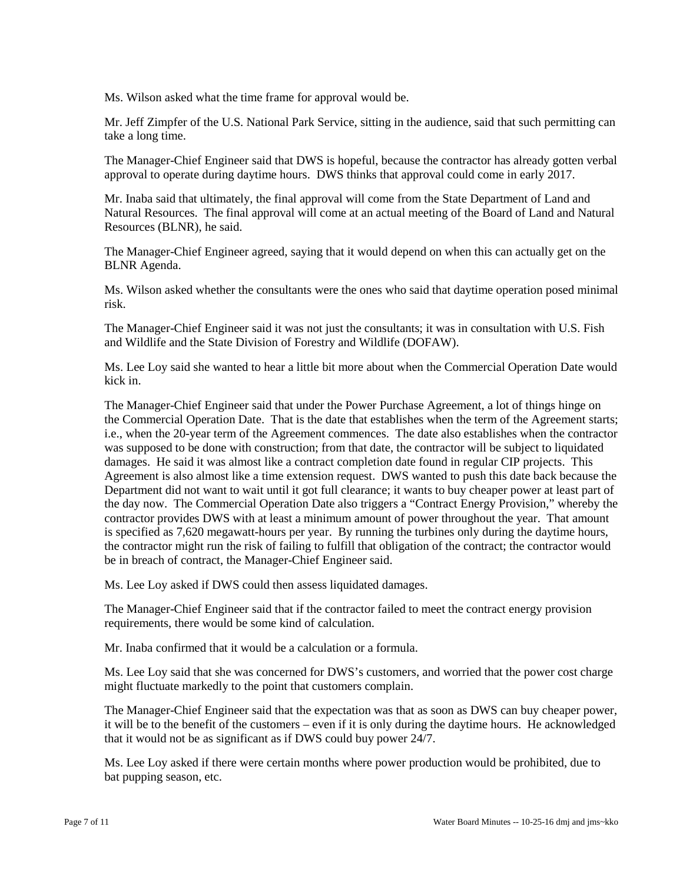Ms. Wilson asked what the time frame for approval would be.

Mr. Jeff Zimpfer of the U.S. National Park Service, sitting in the audience, said that such permitting can take a long time.

The Manager-Chief Engineer said that DWS is hopeful, because the contractor has already gotten verbal approval to operate during daytime hours. DWS thinks that approval could come in early 2017.

Mr. Inaba said that ultimately, the final approval will come from the State Department of Land and Natural Resources. The final approval will come at an actual meeting of the Board of Land and Natural Resources (BLNR), he said.

The Manager-Chief Engineer agreed, saying that it would depend on when this can actually get on the BLNR Agenda.

Ms. Wilson asked whether the consultants were the ones who said that daytime operation posed minimal risk.

The Manager-Chief Engineer said it was not just the consultants; it was in consultation with U.S. Fish and Wildlife and the State Division of Forestry and Wildlife (DOFAW).

Ms. Lee Loy said she wanted to hear a little bit more about when the Commercial Operation Date would kick in.

The Manager-Chief Engineer said that under the Power Purchase Agreement, a lot of things hinge on the Commercial Operation Date. That is the date that establishes when the term of the Agreement starts; i.e., when the 20-year term of the Agreement commences. The date also establishes when the contractor was supposed to be done with construction; from that date, the contractor will be subject to liquidated damages. He said it was almost like a contract completion date found in regular CIP projects. This Agreement is also almost like a time extension request. DWS wanted to push this date back because the Department did not want to wait until it got full clearance; it wants to buy cheaper power at least part of the day now. The Commercial Operation Date also triggers a "Contract Energy Provision," whereby the contractor provides DWS with at least a minimum amount of power throughout the year. That amount is specified as 7,620 megawatt-hours per year. By running the turbines only during the daytime hours, the contractor might run the risk of failing to fulfill that obligation of the contract; the contractor would be in breach of contract, the Manager-Chief Engineer said.

Ms. Lee Loy asked if DWS could then assess liquidated damages.

The Manager-Chief Engineer said that if the contractor failed to meet the contract energy provision requirements, there would be some kind of calculation.

Mr. Inaba confirmed that it would be a calculation or a formula.

Ms. Lee Loy said that she was concerned for DWS's customers, and worried that the power cost charge might fluctuate markedly to the point that customers complain.

The Manager-Chief Engineer said that the expectation was that as soon as DWS can buy cheaper power, it will be to the benefit of the customers – even if it is only during the daytime hours. He acknowledged that it would not be as significant as if DWS could buy power 24/7.

Ms. Lee Loy asked if there were certain months where power production would be prohibited, due to bat pupping season, etc.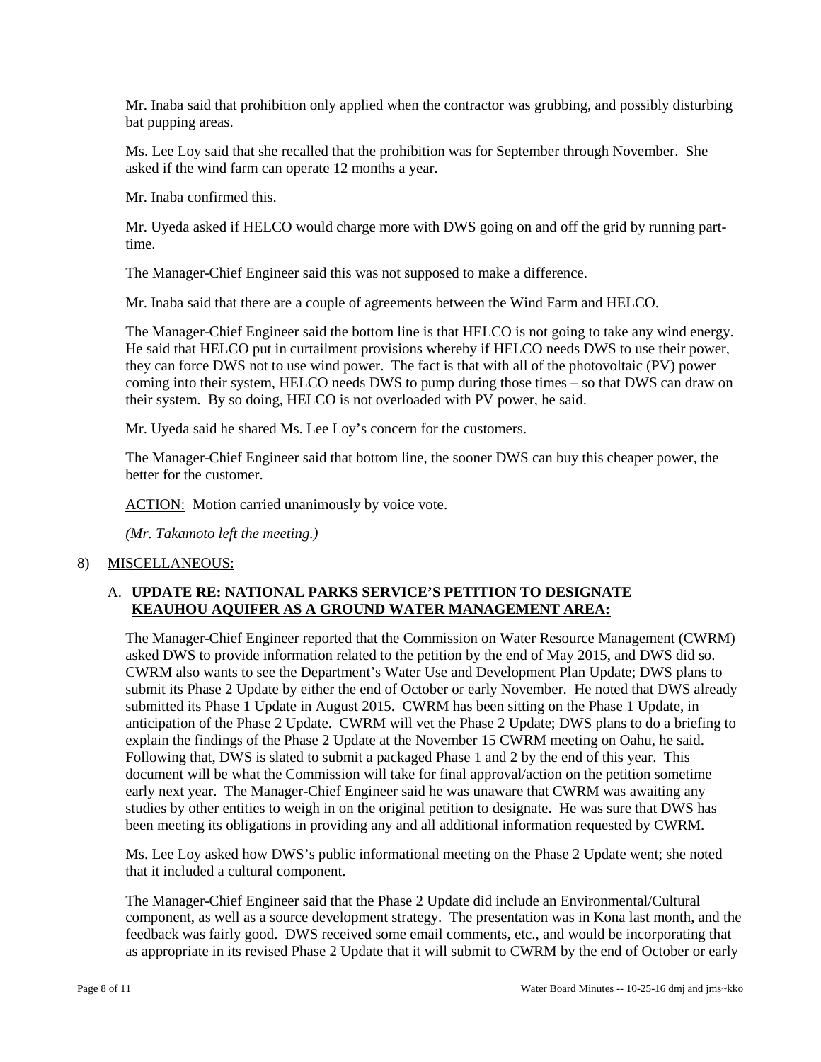Mr. Inaba said that prohibition only applied when the contractor was grubbing, and possibly disturbing bat pupping areas.

Ms. Lee Loy said that she recalled that the prohibition was for September through November. She asked if the wind farm can operate 12 months a year.

Mr. Inaba confirmed this.

Mr. Uyeda asked if HELCO would charge more with DWS going on and off the grid by running part-time.

The Manager-Chief Engineer said this was not supposed to make a difference.

Mr. Inaba said that there are a couple of agreements between the Wind Farm and HELCO.

The Manager-Chief Engineer said the bottom line is that HELCO is not going to take any wind energy. He said that HELCO put in curtailment provisions whereby if HELCO needs DWS to use their power, they can force DWS not to use wind power. The fact is that with all of the photovoltaic (PV) power coming into their system, HELCO needs DWS to pump during those times – so that DWS can draw on their system. By so doing, HELCO is not overloaded with PV power, he said.

Mr. Uyeda said he shared Ms. Lee Loy's concern for the customers.

The Manager-Chief Engineer said that bottom line, the sooner DWS can buy this cheaper power, the better for the customer.

ACTION: Motion carried unanimously by voice vote.

*(Mr. Takamoto left the meeting.)*

## 8) MISCELLANEOUS:

### A. UPDATE RE: NATIONAL PARKS SERVICE'S PETITION TO DESIGNATE KEAUHOU AQUIFER AS A GROUND WATER MANAGEMENT AREA:

The Manager-Chief Engineer reported that the Commission on Water Resource Management (CWRM) asked DWS to provide information related to the petition by the end of May 2015, and DWS did so. CWRM also wants to see the Department's Water Use and Development Plan Update; DWS plans to submit its Phase 2 Update by either the end of October or early November. He noted that DWS already submitted its Phase 1 Update in August 2015. CWRM has been sitting on the Phase 1 Update, in anticipation of the Phase 2 Update. CWRM will vet the Phase 2 Update; DWS plans to do a briefing to explain the findings of the Phase 2 Update at the November 15 CWRM meeting on Oahu, he said. Following that, DWS is slated to submit a packaged Phase 1 and 2 by the end of this year. This document will be what the Commission will take for final approval/action on the petition sometime early next year. The Manager-Chief Engineer said he was unaware that CWRM was awaiting any studies by other entities to weigh in on the original petition to designate. He was sure that DWS has been meeting its obligations in providing any and all additional information requested by CWRM.

Ms. Lee Loy asked how DWS's public informational meeting on the Phase 2 Update went; she noted that it included a cultural component.

The Manager-Chief Engineer said that the Phase 2 Update did include an Environmental/Cultural component, as well as a source development strategy. The presentation was in Kona last month, and the feedback was fairly good. DWS received some email comments, etc., and would be incorporating that as appropriate in its revised Phase 2 Update that it will submit to CWRM by the end of October or early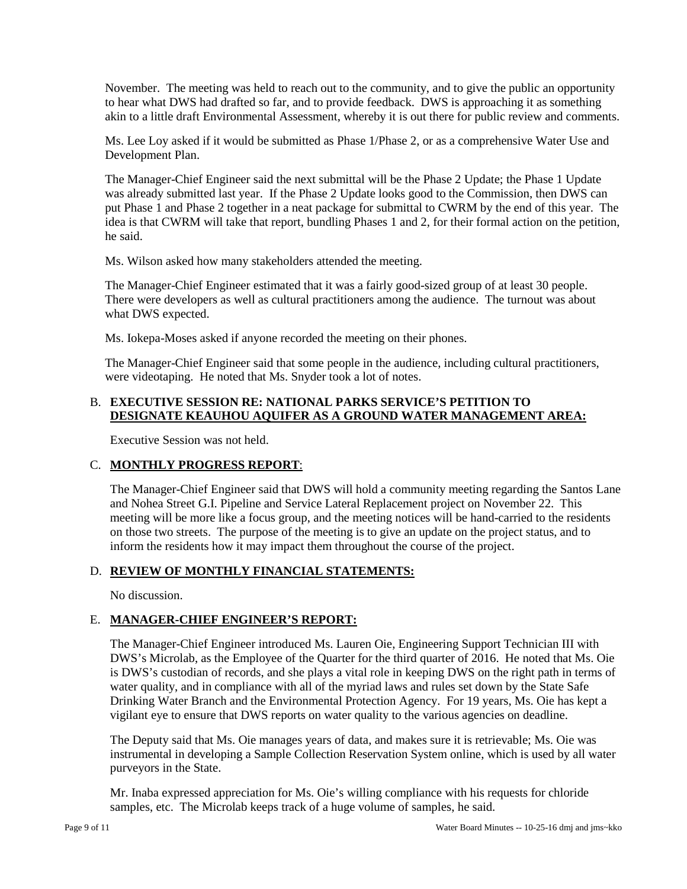November. The meeting was held to reach out to the community, and to give the public an opportunity to hear what DWS had drafted so far, and to provide feedback. DWS is approaching it as something akin to a little draft Environmental Assessment, whereby it is out there for public review and comments.

Ms. Lee Loy asked if it would be submitted as Phase 1/Phase 2, or as a comprehensive Water Use and Development Plan.

The Manager-Chief Engineer said the next submittal will be the Phase 2 Update; the Phase 1 Update was already submitted last year. If the Phase 2 Update looks good to the Commission, then DWS can put Phase 1 and Phase 2 together in a neat package for submittal to CWRM by the end of this year. The idea is that CWRM will take that report, bundling Phases 1 and 2, for their formal action on the petition, he said.

Ms. Wilson asked how many stakeholders attended the meeting.

The Manager-Chief Engineer estimated that it was a fairly good-sized group of at least 30 people. There were developers as well as cultural practitioners among the audience. The turnout was about what DWS expected.

Ms. Iokepa-Moses asked if anyone recorded the meeting on their phones.

The Manager-Chief Engineer said that some people in the audience, including cultural practitioners, were videotaping. He noted that Ms. Snyder took a lot of notes.

B. **EXECUTIVE SESSION RE: NATIONAL PARKS SERVICE'S PETITION TO DESIGNATE KEAUHOU AQUIFER AS A GROUND WATER MANAGEMENT AREA:**

Executive Session was not held.

C. **MONTHLY PROGRESS REPORT**:

The Manager-Chief Engineer said that DWS will hold a community meeting regarding the Santos Lane and Nohea Street G.I. Pipeline and Service Lateral Replacement project on November 22. This meeting will be more like a focus group, and the meeting notices will be hand-carried to the residents on those two streets. The purpose of the meeting is to give an update on the project status, and to inform the residents how it may impact them throughout the course of the project.

D. **REVIEW OF MONTHLY FINANCIAL STATEMENTS:**

No discussion.

E. **MANAGER-CHIEF ENGINEER'S REPORT:**

The Manager-Chief Engineer introduced Ms. Lauren Oie, Engineering Support Technician III with DWS's Microlab, as the Employee of the Quarter for the third quarter of 2016. He noted that Ms. Oie is DWS's custodian of records, and she plays a vital role in keeping DWS on the right path in terms of water quality, and in compliance with all of the myriad laws and rules set down by the State Safe Drinking Water Branch and the Environmental Protection Agency. For 19 years, Ms. Oie has kept a vigilant eye to ensure that DWS reports on water quality to the various agencies on deadline.

The Deputy said that Ms. Oie manages years of data, and makes sure it is retrievable; Ms. Oie was instrumental in developing a Sample Collection Reservation System online, which is used by all water purveyors in the State.

Mr. Inaba expressed appreciation for Ms. Oie's willing compliance with his requests for chloride samples, etc. The Microlab keeps track of a huge volume of samples, he said.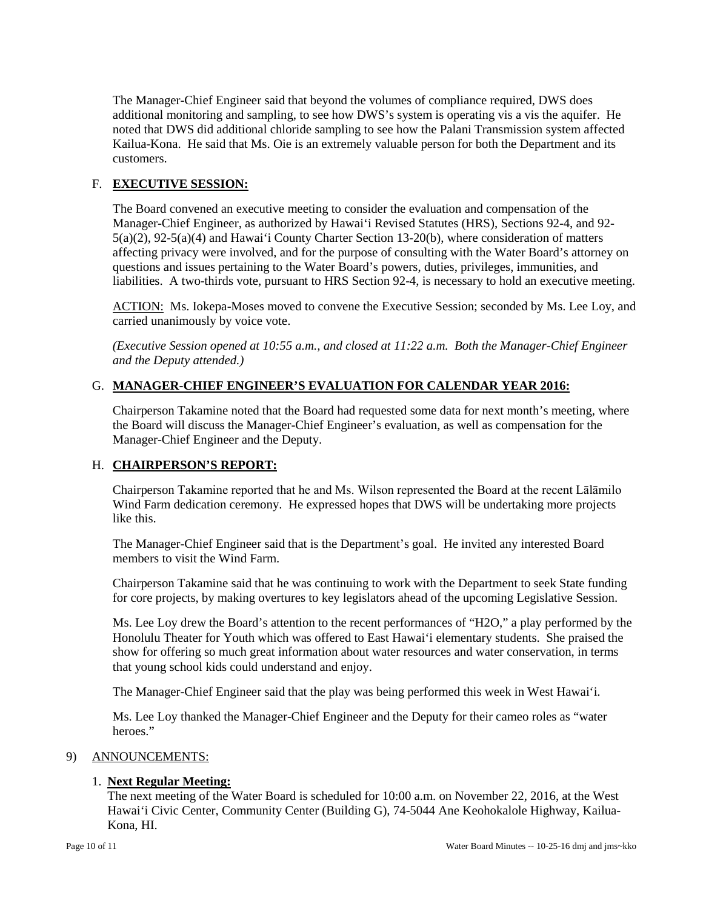The Manager-Chief Engineer said that beyond the volumes of compliance required, DWS does additional monitoring and sampling, to see how DWS's system is operating vis a vis the aquifer. He noted that DWS did additional chloride sampling to see how the Palani Transmission system affected Kailua-Kona. He said that Ms. Oie is an extremely valuable person for both the Department and its customers.

F. **EXECUTIVE SESSION:**

The Board convened an executive meeting to consider the evaluation and compensation of the Manager-Chief Engineer, as authorized by Hawai'i Revised Statutes (HRS), Sections 92-4, and 92-5(a)(2), 92-5(a)(4) and Hawai'i County Charter Section 13-20(b), where consideration of matters affecting privacy were involved, and for the purpose of consulting with the Water Board's attorney on questions and issues pertaining to the Water Board's powers, duties, privileges, immunities, and liabilities. A two-thirds vote, pursuant to HRS Section 92-4, is necessary to hold an executive meeting.

ACTION: Ms. Iokepa-Moses moved to convene the Executive Session; seconded by Ms. Lee Loy, and carried unanimously by voice vote.

*(Executive Session opened at 10:55 a.m., and closed at 11:22 a.m. Both the Manager-Chief Engineer and the Deputy attended.)*

G. **MANAGER-CHIEF ENGINEER'S EVALUATION FOR CALENDAR YEAR 2016:**

Chairperson Takamine noted that the Board had requested some data for next month's meeting, where the Board will discuss the Manager-Chief Engineer's evaluation, as well as compensation for the Manager-Chief Engineer and the Deputy.

H. **CHAIRPERSON'S REPORT:**

Chairperson Takamine reported that he and Ms. Wilson represented the Board at the recent Lālāmilo Wind Farm dedication ceremony. He expressed hopes that DWS will be undertaking more projects like this.

The Manager-Chief Engineer said that is the Department's goal. He invited any interested Board members to visit the Wind Farm.

Chairperson Takamine said that he was continuing to work with the Department to seek State funding for core projects, by making overtures to key legislators ahead of the upcoming Legislative Session.

Ms. Lee Loy drew the Board's attention to the recent performances of "H2O," a play performed by the Honolulu Theater for Youth which was offered to East Hawai'i elementary students. She praised the show for offering so much great information about water resources and water conservation, in terms that young school kids could understand and enjoy.

The Manager-Chief Engineer said that the play was being performed this week in West Hawai'i.

Ms. Lee Loy thanked the Manager-Chief Engineer and the Deputy for their cameo roles as "water heroes."

9) ANNOUNCEMENTS:

1. **Next Regular Meeting:**
The next meeting of the Water Board is scheduled for 10:00 a.m. on November 22, 2016, at the West Hawai'i Civic Center, Community Center (Building G), 74-5044 Ane Keohokalole Highway, Kailua-Kona, HI.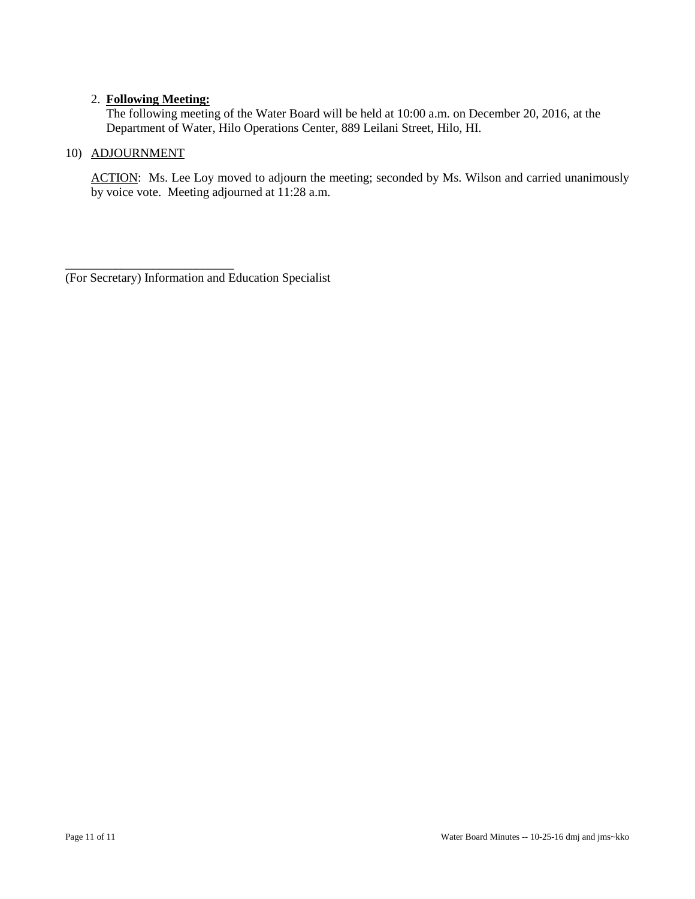2. **Following Meeting:**
   The following meeting of the Water Board will be held at 10:00 a.m. on December 20, 2016, at the Department of Water, Hilo Operations Center, 889 Leilani Street, Hilo, HI.

10) ADJOURNMENT

ACTION: Ms. Lee Loy moved to adjourn the meeting; seconded by Ms. Wilson and carried unanimously by voice vote. Meeting adjourned at 11:28 a.m.

___________________________
(For Secretary) Information and Education Specialist